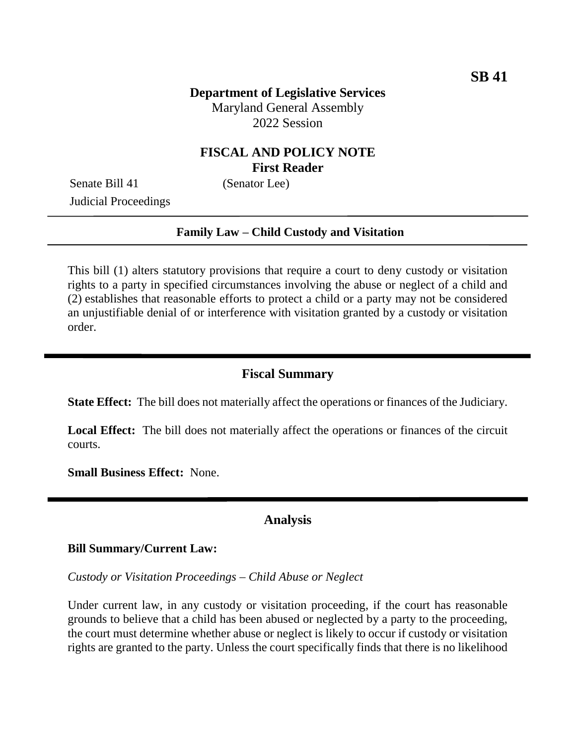**SB 41**

**Department of Legislative Services**
Maryland General Assembly
2022 Session

## FISCAL AND POLICY NOTE
**First Reader**

Senate Bill 41 (Senator Lee)
Judicial Proceedings

---

**Family Law – Child Custody and Visitation**

---

This bill (1) alters statutory provisions that require a court to deny custody or visitation rights to a party in specified circumstances involving the abuse or neglect of a child and (2) establishes that reasonable efforts to protect a child or a party may not be considered an unjustifiable denial of or interference with visitation granted by a custody or visitation order.

## Fiscal Summary

**State Effect:** The bill does not materially affect the operations or finances of the Judiciary.

**Local Effect:** The bill does not materially affect the operations or finances of the circuit courts.

**Small Business Effect:** None.

## Analysis

**Bill Summary/Current Law:**

*Custody or Visitation Proceedings – Child Abuse or Neglect*

Under current law, in any custody or visitation proceeding, if the court has reasonable grounds to believe that a child has been abused or neglected by a party to the proceeding, the court must determine whether abuse or neglect is likely to occur if custody or visitation rights are granted to the party. Unless the court specifically finds that there is no likelihood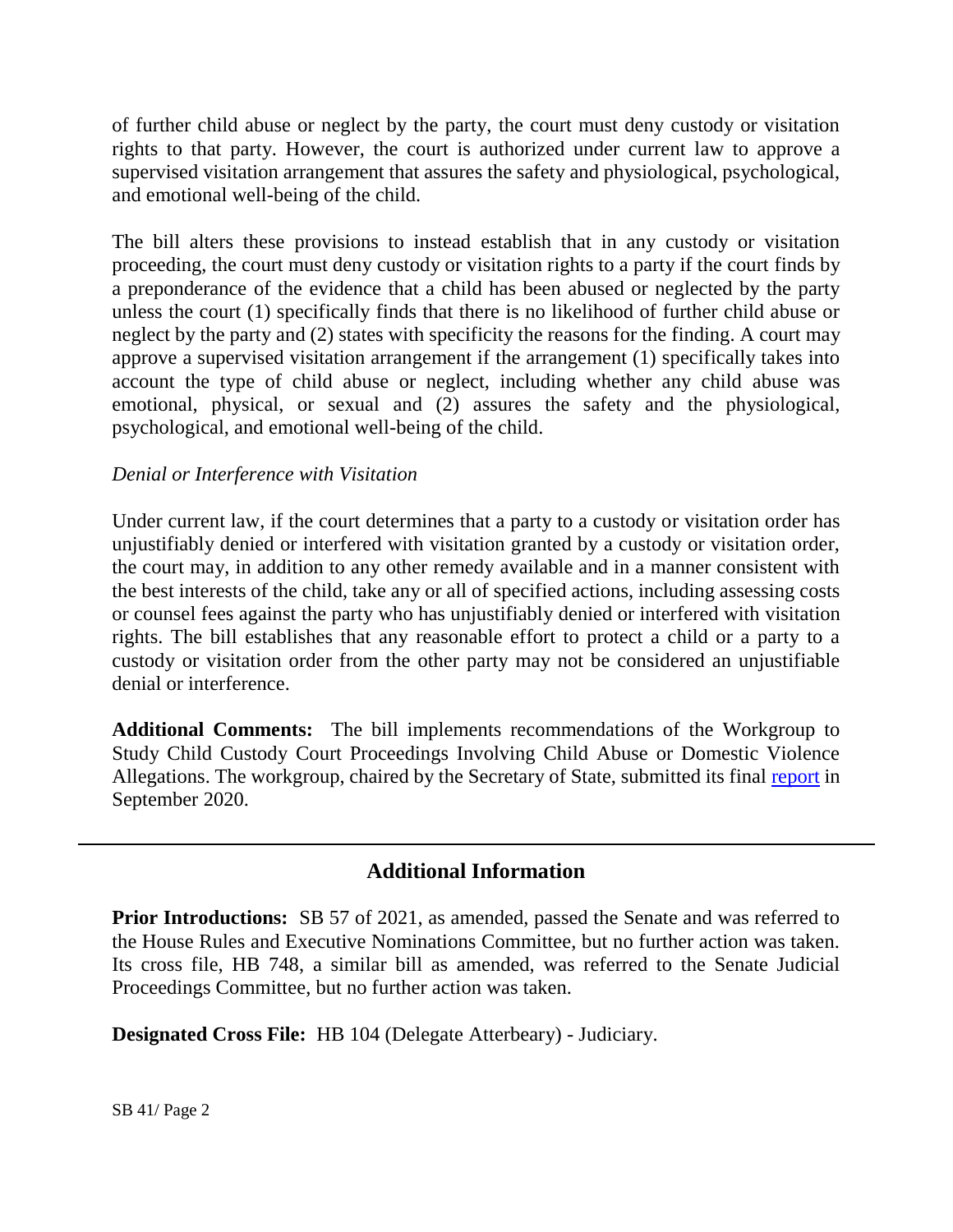of further child abuse or neglect by the party, the court must deny custody or visitation rights to that party. However, the court is authorized under current law to approve a supervised visitation arrangement that assures the safety and physiological, psychological, and emotional well-being of the child.

The bill alters these provisions to instead establish that in any custody or visitation proceeding, the court must deny custody or visitation rights to a party if the court finds by a preponderance of the evidence that a child has been abused or neglected by the party unless the court (1) specifically finds that there is no likelihood of further child abuse or neglect by the party and (2) states with specificity the reasons for the finding. A court may approve a supervised visitation arrangement if the arrangement (1) specifically takes into account the type of child abuse or neglect, including whether any child abuse was emotional, physical, or sexual and (2) assures the safety and the physiological, psychological, and emotional well-being of the child.

*Denial or Interference with Visitation*

Under current law, if the court determines that a party to a custody or visitation order has unjustifiably denied or interfered with visitation granted by a custody or visitation order, the court may, in addition to any other remedy available and in a manner consistent with the best interests of the child, take any or all of specified actions, including assessing costs or counsel fees against the party who has unjustifiably denied or interfered with visitation rights. The bill establishes that any reasonable effort to protect a child or a party to a custody or visitation order from the other party may not be considered an unjustifiable denial or interference.

**Additional Comments:** The bill implements recommendations of the Workgroup to Study Child Custody Court Proceedings Involving Child Abuse or Domestic Violence Allegations. The workgroup, chaired by the Secretary of State, submitted its final report in September 2020.

---

## Additional Information

**Prior Introductions:** SB 57 of 2021, as amended, passed the Senate and was referred to the House Rules and Executive Nominations Committee, but no further action was taken. Its cross file, HB 748, a similar bill as amended, was referred to the Senate Judicial Proceedings Committee, but no further action was taken.

**Designated Cross File:** HB 104 (Delegate Atterbeary) - Judiciary.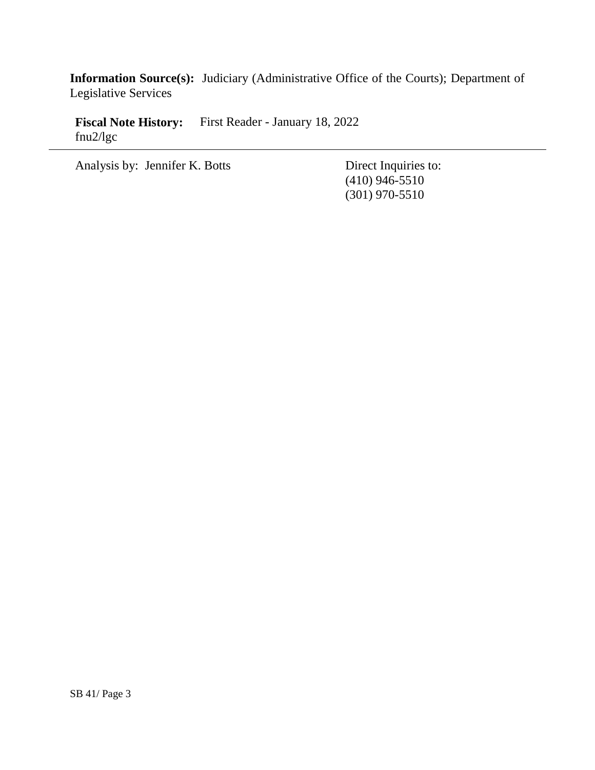**Information Source(s):** Judiciary (Administrative Office of the Courts); Department of Legislative Services

**Fiscal Note History:** First Reader - January 18, 2022
fnu2/lgc

---

Analysis by: Jennifer K. Botts

Direct Inquiries to:
(410) 946-5510
(301) 970-5510